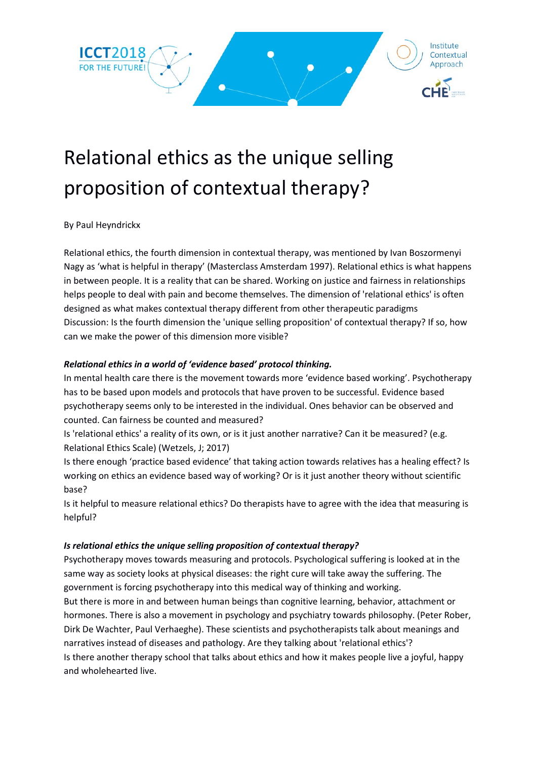# Relational ethics as the unique selling proposition of contextual therapy?

By Paul Heyndrickx

Relational ethics, the fourth dimension in contextual therapy, was mentioned by Ivan Boszormenyi Nagy as 'what is helpful in therapy' (Masterclass Amsterdam 1997). Relational ethics is what happens in between people. It is a reality that can be shared. Working on justice and fairness in relationships helps people to deal with pain and become themselves. The dimension of 'relational ethics' is often designed as what makes contextual therapy different from other therapeutic paradigms
Discussion: Is the fourth dimension the 'unique selling proposition' of contextual therapy? If so, how can we make the power of this dimension more visible?

***Relational ethics in a world of 'evidence based' protocol thinking.***

In mental health care there is the movement towards more 'evidence based working'. Psychotherapy has to be based upon models and protocols that have proven to be successful. Evidence based psychotherapy seems only to be interested in the individual. Ones behavior can be observed and counted. Can fairness be counted and measured?
Is 'relational ethics' a reality of its own, or is it just another narrative? Can it be measured? (e.g. Relational Ethics Scale) (Wetzels, J; 2017)
Is there enough 'practice based evidence' that taking action towards relatives has a healing effect? Is working on ethics an evidence based way of working? Or is it just another theory without scientific base?
Is it helpful to measure relational ethics? Do therapists have to agree with the idea that measuring is helpful?

***Is relational ethics the unique selling proposition of contextual therapy?***

Psychotherapy moves towards measuring and protocols. Psychological suffering is looked at in the same way as society looks at physical diseases: the right cure will take away the suffering. The government is forcing psychotherapy into this medical way of thinking and working.
But there is more in and between human beings than cognitive learning, behavior, attachment or hormones. There is also a movement in psychology and psychiatry towards philosophy. (Peter Rober, Dirk De Wachter, Paul Verhaeghe). These scientists and psychotherapists talk about meanings and narratives instead of diseases and pathology. Are they talking about 'relational ethics'?
Is there another therapy school that talks about ethics and how it makes people live a joyful, happy and wholehearted live.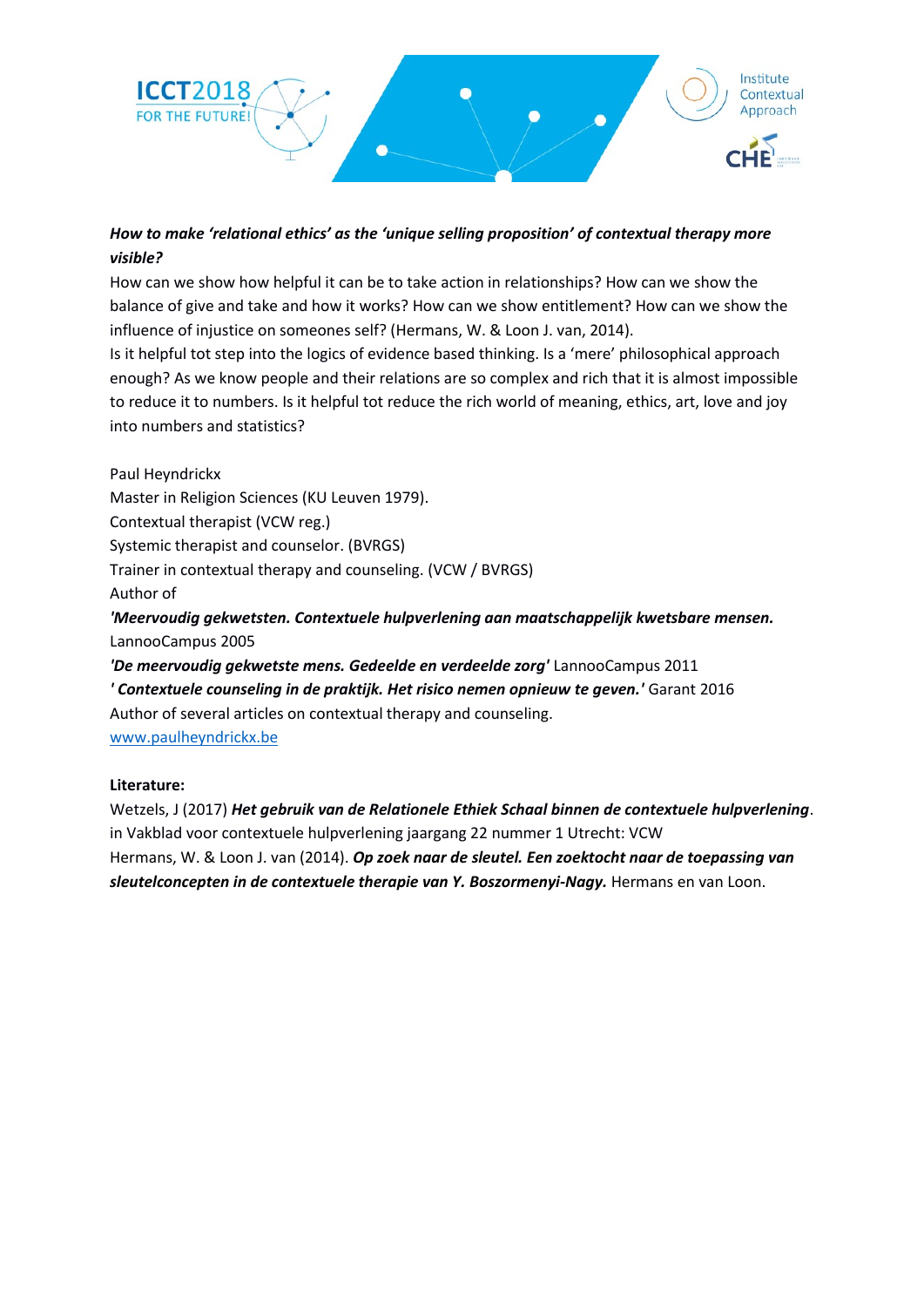***How to make 'relational ethics' as the 'unique selling proposition' of contextual therapy more visible?***

How can we show how helpful it can be to take action in relationships? How can we show the balance of give and take and how it works? How can we show entitlement? How can we show the influence of injustice on someones self? (Hermans, W. & Loon J. van, 2014).

Is it helpful tot step into the logics of evidence based thinking. Is a 'mere' philosophical approach enough? As we know people and their relations are so complex and rich that it is almost impossible to reduce it to numbers. Is it helpful tot reduce the rich world of meaning, ethics, art, love and joy into numbers and statistics?

Paul Heyndrickx
Master in Religion Sciences (KU Leuven 1979).
Contextual therapist (VCW reg.)
Systemic therapist and counselor. (BVRGS)
Trainer in contextual therapy and counseling. (VCW / BVRGS)
Author of
***'Meervoudig gekwetsten. Contextuele hulpverlening aan maatschappelijk kwetsbare mensen.*** LannooCampus 2005
***'De meervoudig gekwetste mens. Gedeelde en verdeelde zorg'*** LannooCampus 2011
***' Contextuele counseling in de praktijk. Het risico nemen opnieuw te geven.'*** Garant 2016
Author of several articles on contextual therapy and counseling.
www.paulheyndrickx.be

**Literature:**

Wetzels, J (2017) ***Het gebruik van de Relationele Ethiek Schaal binnen de contextuele hulpverlening***. in Vakblad voor contextuele hulpverlening jaargang 22 nummer 1 Utrecht: VCW

Hermans, W. & Loon J. van (2014). ***Op zoek naar de sleutel. Een zoektocht naar de toepassing van sleutelconcepten in de contextuele therapie van Y. Boszormenyi-Nagy.*** Hermans en van Loon.